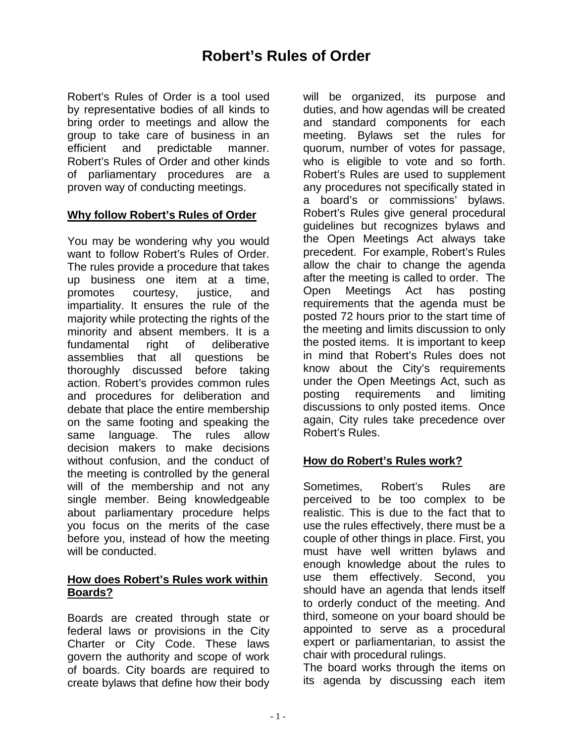# Robert's Rules of Order

Robert's Rules of Order is a tool used by representative bodies of all kinds to bring order to meetings and allow the group to take care of business in an efficient and predictable manner. Robert's Rules of Order and other kinds of parliamentary procedures are a proven way of conducting meetings.

## Why follow Robert's Rules of Order

You may be wondering why you would want to follow Robert's Rules of Order. The rules provide a procedure that takes up business one item at a time, promotes courtesy, justice, and impartiality. It ensures the rule of the majority while protecting the rights of the minority and absent members. It is a fundamental right of deliberative assemblies that all questions be thoroughly discussed before taking action. Robert's provides common rules and procedures for deliberation and debate that place the entire membership on the same footing and speaking the same language. The rules allow decision makers to make decisions without confusion, and the conduct of the meeting is controlled by the general will of the membership and not any single member. Being knowledgeable about parliamentary procedure helps you focus on the merits of the case before you, instead of how the meeting will be conducted.

## How does Robert's Rules work within Boards?

Boards are created through state or federal laws or provisions in the City Charter or City Code. These laws govern the authority and scope of work of boards. City boards are required to create bylaws that define how their body will be organized, its purpose and duties, and how agendas will be created and standard components for each meeting. Bylaws set the rules for quorum, number of votes for passage, who is eligible to vote and so forth. Robert's Rules are used to supplement any procedures not specifically stated in a board's or commissions' bylaws. Robert's Rules give general procedural guidelines but recognizes bylaws and the Open Meetings Act always take precedent. For example, Robert's Rules allow the chair to change the agenda after the meeting is called to order. The Open Meetings Act has posting requirements that the agenda must be posted 72 hours prior to the start time of the meeting and limits discussion to only the posted items. It is important to keep in mind that Robert's Rules does not know about the City's requirements under the Open Meetings Act, such as posting requirements and limiting discussions to only posted items. Once again, City rules take precedence over Robert's Rules.

## How do Robert's Rules work?

Sometimes, Robert's Rules are perceived to be too complex to be realistic. This is due to the fact that to use the rules effectively, there must be a couple of other things in place. First, you must have well written bylaws and enough knowledge about the rules to use them effectively. Second, you should have an agenda that lends itself to orderly conduct of the meeting. And third, someone on your board should be appointed to serve as a procedural expert or parliamentarian, to assist the chair with procedural rulings.

The board works through the items on its agenda by discussing each item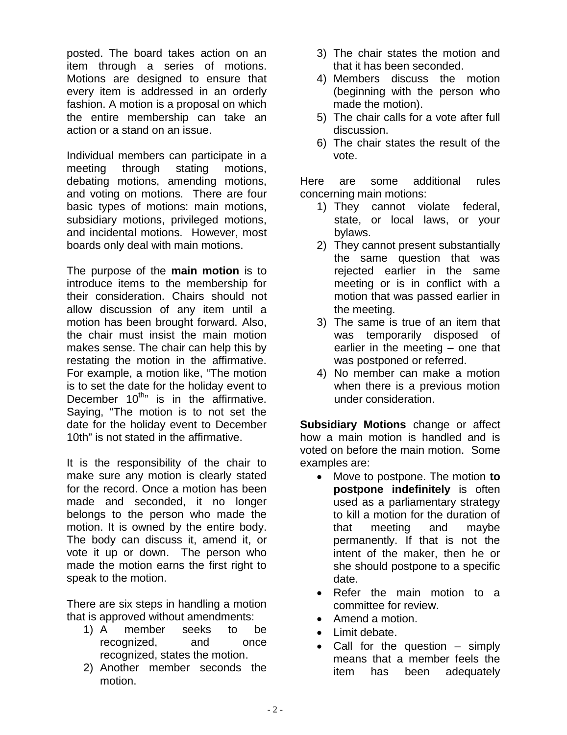posted. The board takes action on an item through a series of motions. Motions are designed to ensure that every item is addressed in an orderly fashion. A motion is a proposal on which the entire membership can take an action or a stand on an issue.

Individual members can participate in a meeting through stating motions, debating motions, amending motions, and voting on motions. There are four basic types of motions: main motions, subsidiary motions, privileged motions, and incidental motions. However, most boards only deal with main motions.

The purpose of the **main motion** is to introduce items to the membership for their consideration. Chairs should not allow discussion of any item until a motion has been brought forward. Also, the chair must insist the main motion makes sense. The chair can help this by restating the motion in the affirmative. For example, a motion like, "The motion is to set the date for the holiday event to December 10th" is in the affirmative. Saying, "The motion is to not set the date for the holiday event to December 10th" is not stated in the affirmative.

It is the responsibility of the chair to make sure any motion is clearly stated for the record. Once a motion has been made and seconded, it no longer belongs to the person who made the motion. It is owned by the entire body. The body can discuss it, amend it, or vote it up or down. The person who made the motion earns the first right to speak to the motion.

There are six steps in handling a motion that is approved without amendments:

1) A member seeks to be recognized, and once recognized, states the motion.
2) Another member seconds the motion.
3) The chair states the motion and that it has been seconded.
4) Members discuss the motion (beginning with the person who made the motion).
5) The chair calls for a vote after full discussion.
6) The chair states the result of the vote.

Here are some additional rules concerning main motions:

1) They cannot violate federal, state, or local laws, or your bylaws.
2) They cannot present substantially the same question that was rejected earlier in the same meeting or is in conflict with a motion that was passed earlier in the meeting.
3) The same is true of an item that was temporarily disposed of earlier in the meeting – one that was postponed or referred.
4) No member can make a motion when there is a previous motion under consideration.

**Subsidiary Motions** change or affect how a main motion is handled and is voted on before the main motion. Some examples are:

- Move to postpone. The motion **to postpone indefinitely** is often used as a parliamentary strategy to kill a motion for the duration of that meeting and maybe permanently. If that is not the intent of the maker, then he or she should postpone to a specific date.
- Refer the main motion to a committee for review.
- Amend a motion.
- Limit debate.
- Call for the question – simply means that a member feels the item has been adequately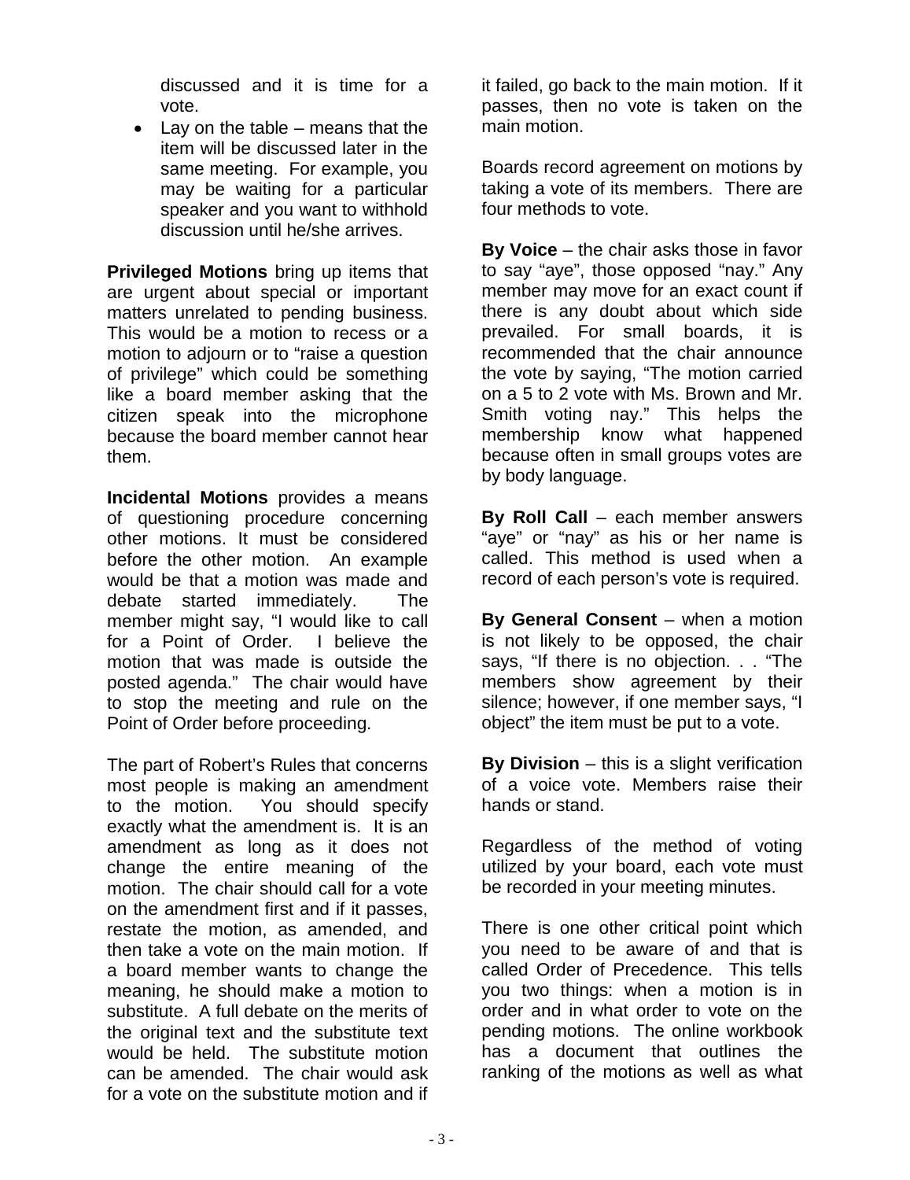discussed and it is time for a vote.

- Lay on the table – means that the item will be discussed later in the same meeting. For example, you may be waiting for a particular speaker and you want to withhold discussion until he/she arrives.

**Privileged Motions** bring up items that are urgent about special or important matters unrelated to pending business. This would be a motion to recess or a motion to adjourn or to "raise a question of privilege" which could be something like a board member asking that the citizen speak into the microphone because the board member cannot hear them.

**Incidental Motions** provides a means of questioning procedure concerning other motions. It must be considered before the other motion. An example would be that a motion was made and debate started immediately. The member might say, "I would like to call for a Point of Order. I believe the motion that was made is outside the posted agenda." The chair would have to stop the meeting and rule on the Point of Order before proceeding.

The part of Robert's Rules that concerns most people is making an amendment to the motion. You should specify exactly what the amendment is. It is an amendment as long as it does not change the entire meaning of the motion. The chair should call for a vote on the amendment first and if it passes, restate the motion, as amended, and then take a vote on the main motion. If a board member wants to change the meaning, he should make a motion to substitute. A full debate on the merits of the original text and the substitute text would be held. The substitute motion can be amended. The chair would ask for a vote on the substitute motion and if it failed, go back to the main motion. If it passes, then no vote is taken on the main motion.

Boards record agreement on motions by taking a vote of its members. There are four methods to vote.

**By Voice** – the chair asks those in favor to say "aye", those opposed "nay." Any member may move for an exact count if there is any doubt about which side prevailed. For small boards, it is recommended that the chair announce the vote by saying, "The motion carried on a 5 to 2 vote with Ms. Brown and Mr. Smith voting nay." This helps the membership know what happened because often in small groups votes are by body language.

**By Roll Call** – each member answers "aye" or "nay" as his or her name is called. This method is used when a record of each person's vote is required.

**By General Consent** – when a motion is not likely to be opposed, the chair says, "If there is no objection. . . "The members show agreement by their silence; however, if one member says, "I object" the item must be put to a vote.

**By Division** – this is a slight verification of a voice vote. Members raise their hands or stand.

Regardless of the method of voting utilized by your board, each vote must be recorded in your meeting minutes.

There is one other critical point which you need to be aware of and that is called Order of Precedence. This tells you two things: when a motion is in order and in what order to vote on the pending motions. The online workbook has a document that outlines the ranking of the motions as well as what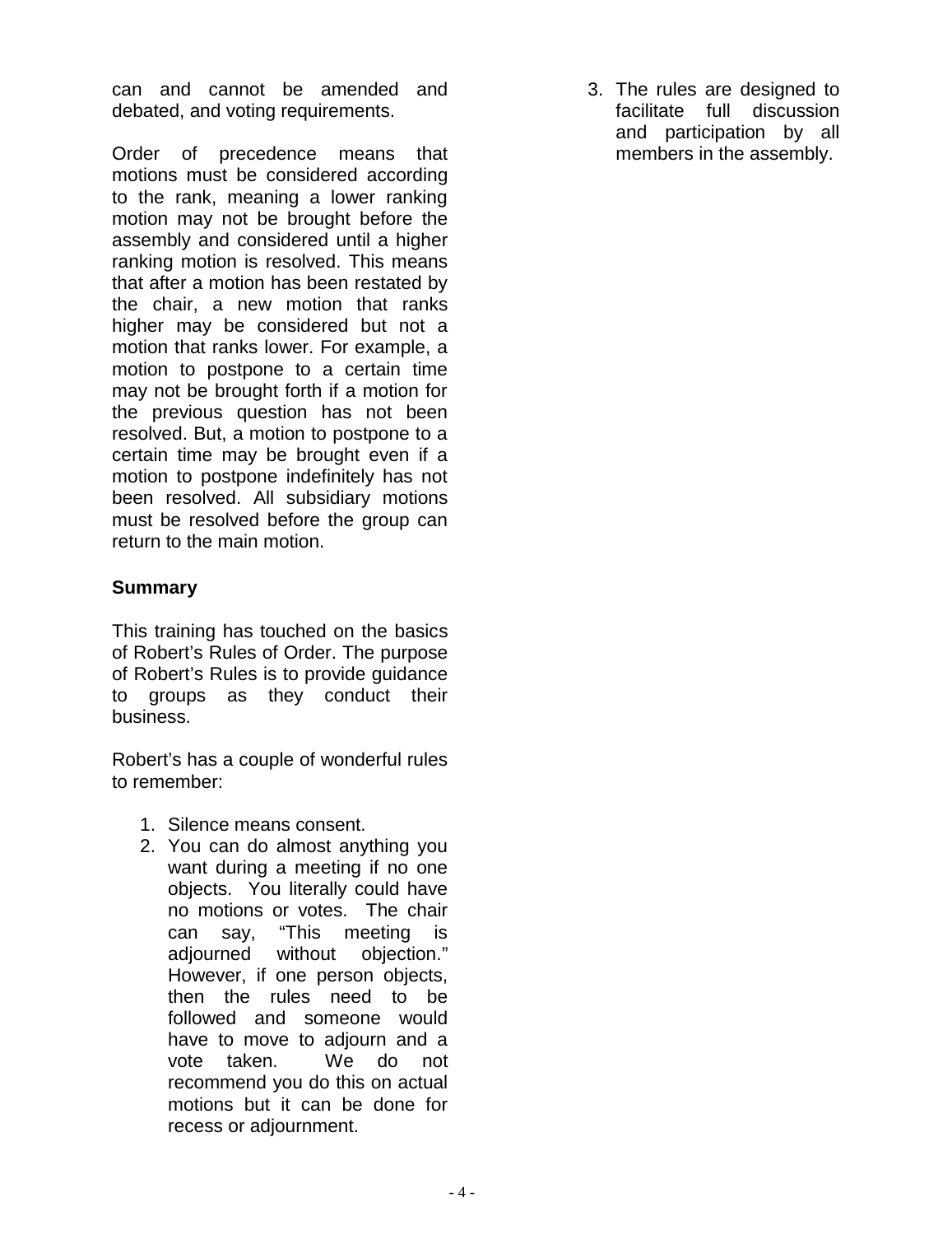can and cannot be amended and debated, and voting requirements.

Order of precedence means that motions must be considered according to the rank, meaning a lower ranking motion may not be brought before the assembly and considered until a higher ranking motion is resolved. This means that after a motion has been restated by the chair, a new motion that ranks higher may be considered but not a motion that ranks lower. For example, a motion to postpone to a certain time may not be brought forth if a motion for the previous question has not been resolved. But, a motion to postpone to a certain time may be brought even if a motion to postpone indefinitely has not been resolved. All subsidiary motions must be resolved before the group can return to the main motion.

**Summary**

This training has touched on the basics of Robert's Rules of Order. The purpose of Robert's Rules is to provide guidance to groups as they conduct their business.

Robert's has a couple of wonderful rules to remember:

1. Silence means consent.
2. You can do almost anything you want during a meeting if no one objects. You literally could have no motions or votes. The chair can say, "This meeting is adjourned without objection." However, if one person objects, then the rules need to be followed and someone would have to move to adjourn and a vote taken. We do not recommend you do this on actual motions but it can be done for recess or adjournment.
3. The rules are designed to facilitate full discussion and participation by all members in the assembly.